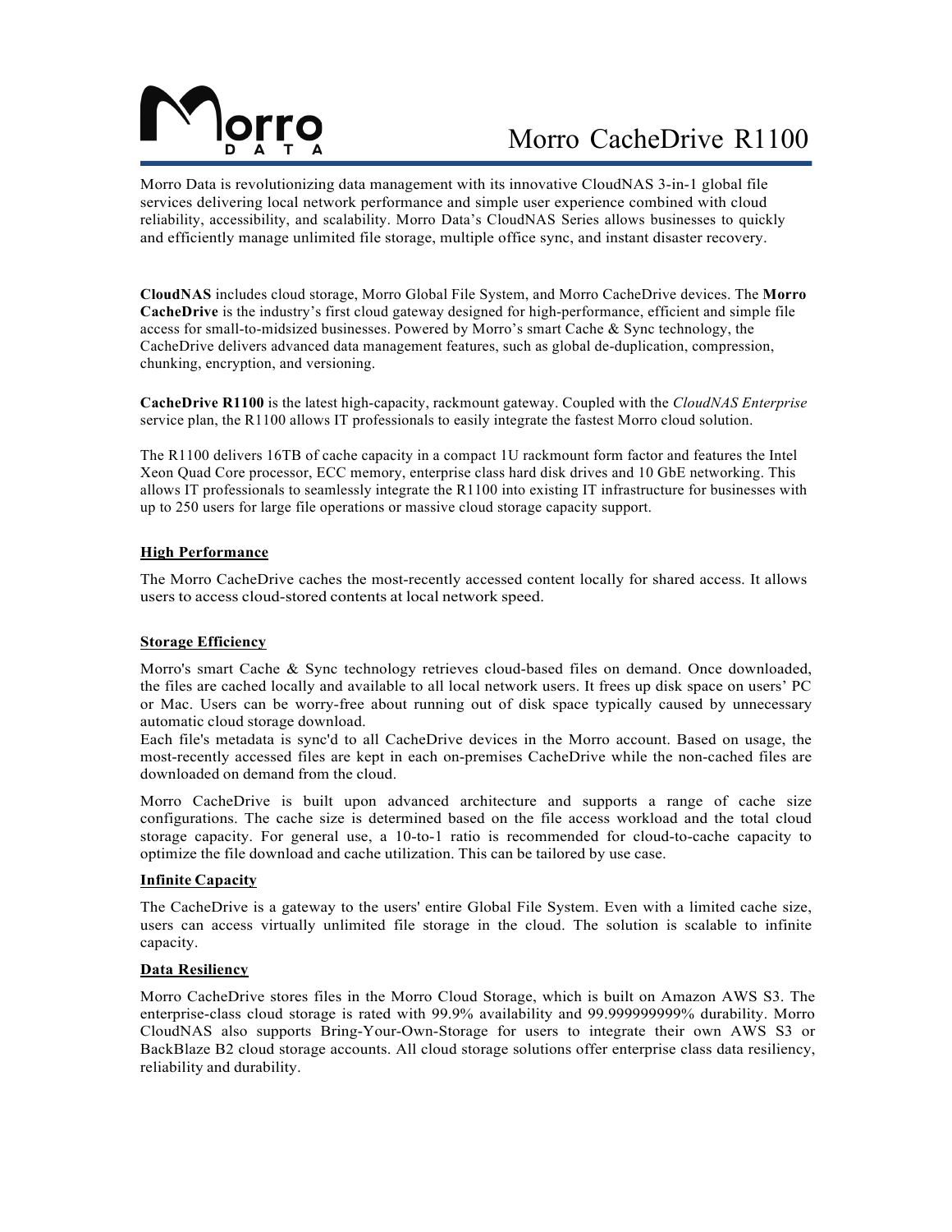# Morro CacheDrive R1100

Morro Data is revolutionizing data management with its innovative CloudNAS 3-in-1 global file services delivering local network performance and simple user experience combined with cloud reliability, accessibility, and scalability. Morro Data's CloudNAS Series allows businesses to quickly and efficiently manage unlimited file storage, multiple office sync, and instant disaster recovery.

**CloudNAS** includes cloud storage, Morro Global File System, and Morro CacheDrive devices. The **Morro CacheDrive** is the industry's first cloud gateway designed for high-performance, efficient and simple file access for small-to-midsized businesses. Powered by Morro's smart Cache & Sync technology, the CacheDrive delivers advanced data management features, such as global de-duplication, compression, chunking, encryption, and versioning.

**CacheDrive R1100** is the latest high-capacity, rackmount gateway. Coupled with the *CloudNAS Enterprise* service plan, the R1100 allows IT professionals to easily integrate the fastest Morro cloud solution.

The R1100 delivers 16TB of cache capacity in a compact 1U rackmount form factor and features the Intel Xeon Quad Core processor, ECC memory, enterprise class hard disk drives and 10 GbE networking. This allows IT professionals to seamlessly integrate the R1100 into existing IT infrastructure for businesses with up to 250 users for large file operations or massive cloud storage capacity support.

## High Performance

The Morro CacheDrive caches the most-recently accessed content locally for shared access. It allows users to access cloud-stored contents at local network speed.

## Storage Efficiency

Morro's smart Cache & Sync technology retrieves cloud-based files on demand. Once downloaded, the files are cached locally and available to all local network users. It frees up disk space on users' PC or Mac. Users can be worry-free about running out of disk space typically caused by unnecessary automatic cloud storage download.
Each file's metadata is sync'd to all CacheDrive devices in the Morro account. Based on usage, the most-recently accessed files are kept in each on-premises CacheDrive while the non-cached files are downloaded on demand from the cloud.

Morro CacheDrive is built upon advanced architecture and supports a range of cache size configurations. The cache size is determined based on the file access workload and the total cloud storage capacity. For general use, a 10-to-1 ratio is recommended for cloud-to-cache capacity to optimize the file download and cache utilization. This can be tailored by use case.

## Infinite Capacity

The CacheDrive is a gateway to the users' entire Global File System. Even with a limited cache size, users can access virtually unlimited file storage in the cloud. The solution is scalable to infinite capacity.

## Data Resiliency

Morro CacheDrive stores files in the Morro Cloud Storage, which is built on Amazon AWS S3. The enterprise-class cloud storage is rated with 99.9% availability and 99.999999999% durability. Morro CloudNAS also supports Bring-Your-Own-Storage for users to integrate their own AWS S3 or BackBlaze B2 cloud storage accounts. All cloud storage solutions offer enterprise class data resiliency, reliability and durability.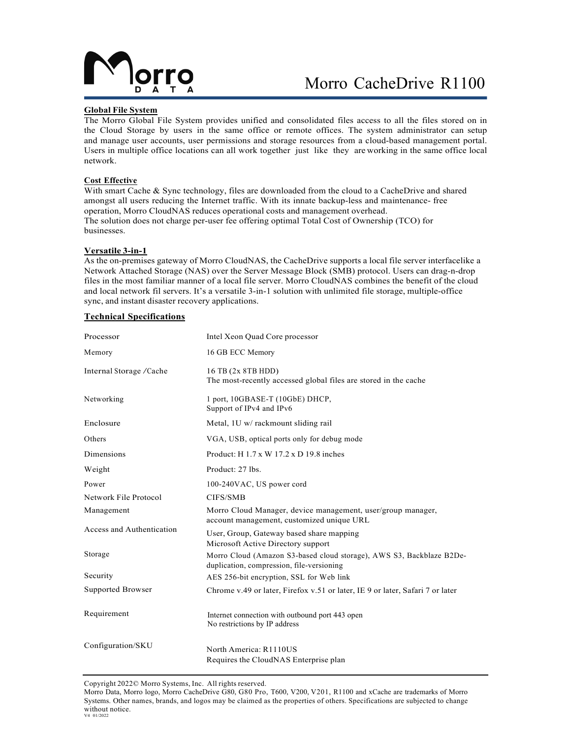# Morro CacheDrive R1100

**Global File System**

The Morro Global File System provides unified and consolidated files access to all the files stored on in the Cloud Storage by users in the same office or remote offices. The system administrator can setup and manage user accounts, user permissions and storage resources from a cloud-based management portal. Users in multiple office locations can all work together just like they are working in the same office local network.

**Cost Effective**

With smart Cache & Sync technology, files are downloaded from the cloud to a CacheDrive and shared amongst all users reducing the Internet traffic. With its innate backup-less and maintenance- free operation, Morro CloudNAS reduces operational costs and management overhead.
The solution does not charge per-user fee offering optimal Total Cost of Ownership (TCO) for businesses.

**Versatile 3-in-1**

As the on-premises gateway of Morro CloudNAS, the CacheDrive supports a local file server interfacelike a Network Attached Storage (NAS) over the Server Message Block (SMB) protocol. Users can drag-n-drop files in the most familiar manner of a local file server. Morro CloudNAS combines the benefit of the cloud and local network fil servers. It's a versatile 3-in-1 solution with unlimited file storage, multiple-office sync, and instant disaster recovery applications.

**Technical Specifications**

| | |
|---|---|
| Processor | Intel Xeon Quad Core processor |
| Memory | 16 GB ECC Memory |
| Internal Storage /Cache | 16 TB (2x 8TB HDD)<br>The most-recently accessed global files are stored in the cache |
| Networking | 1 port, 10GBASE-T (10GbE) DHCP,<br>Support of IPv4 and IPv6 |
| Enclosure | Metal, 1U w/ rackmount sliding rail |
| Others | VGA, USB, optical ports only for debug mode |
| Dimensions | Product: H 1.7 x W 17.2 x D 19.8 inches |
| Weight | Product: 27 lbs. |
| Power | 100-240VAC, US power cord |
| Network File Protocol | CIFS/SMB |
| Management | Morro Cloud Manager, device management, user/group manager, account management, customized unique URL |
| Access and Authentication | User, Group, Gateway based share mapping<br>Microsoft Active Directory support |
| Storage | Morro Cloud (Amazon S3-based cloud storage), AWS S3, Backblaze B2De-duplication, compression, file-versioning |
| Security | AES 256-bit encryption, SSL for Web link |
| Supported Browser | Chrome v.49 or later, Firefox v.51 or later, IE 9 or later, Safari 7 or later |
| Requirement | Internet connection with outbound port 443 open<br>No restrictions by IP address |
| Configuration/SKU | North America: R1110US<br>Requires the CloudNAS Enterprise plan |

Copyright 2022© Morro Systems, Inc. All rights reserved.
Morro Data, Morro logo, Morro CacheDrive G80, G80 Pro, T600, V200, V201, R1100 and xCache are trademarks of Morro Systems. Other names, brands, and logos may be claimed as the properties of others. Specifications are subjected to change without notice.
V4 01/2022